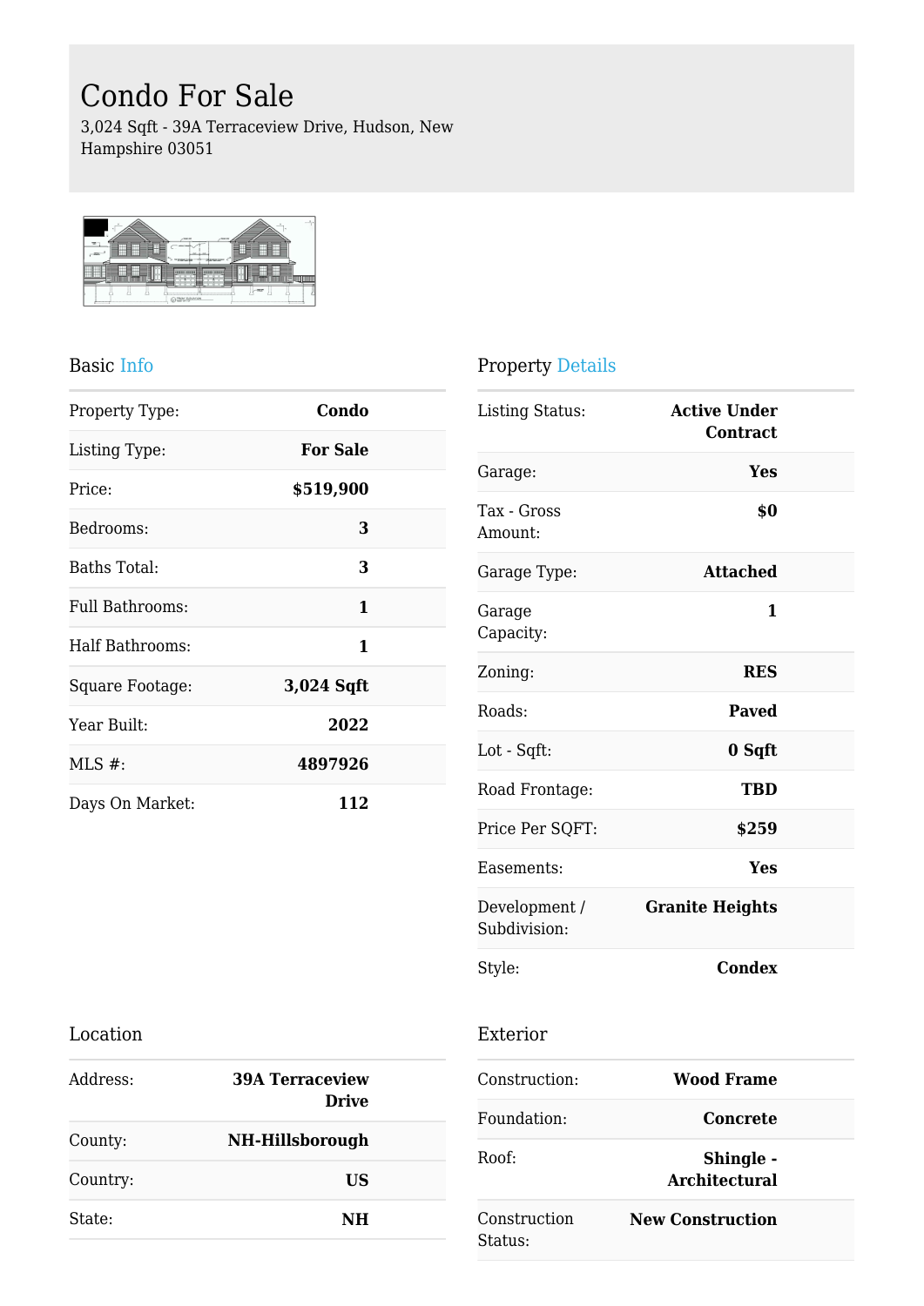# Condo For Sale

3,024 Sqft - 39A Terraceview Drive, Hudson, New Hampshire 03051

## Basic Info

| | |
|---|---|
| Property Type: | **Condo** |
| Listing Type: | **For Sale** |
| Price: | **$519,900** |
| Bedrooms: | **3** |
| Baths Total: | **3** |
| Full Bathrooms: | **1** |
| Half Bathrooms: | **1** |
| Square Footage: | **3,024 Sqft** |
| Year Built: | **2022** |
| MLS #: | **4897926** |
| Days On Market: | **112** |

## Property Details

| | |
|---|---|
| Listing Status: | **Active Under Contract** |
| Garage: | **Yes** |
| Tax - Gross Amount: | **$0** |
| Garage Type: | **Attached** |
| Garage Capacity: | **1** |
| Zoning: | **RES** |
| Roads: | **Paved** |
| Lot - Sqft: | **0 Sqft** |
| Road Frontage: | **TBD** |
| Price Per SQFT: | **$259** |
| Easements: | **Yes** |
| Development / Subdivision: | **Granite Heights** |
| Style: | **Condex** |

## Location

| | |
|---|---|
| Address: | **39A Terraceview Drive** |
| County: | **NH-Hillsborough** |
| Country: | **US** |
| State: | **NH** |

## Exterior

| | |
|---|---|
| Construction: | **Wood Frame** |
| Foundation: | **Concrete** |
| Roof: | **Shingle - Architectural** |
| Construction Status: | **New Construction** |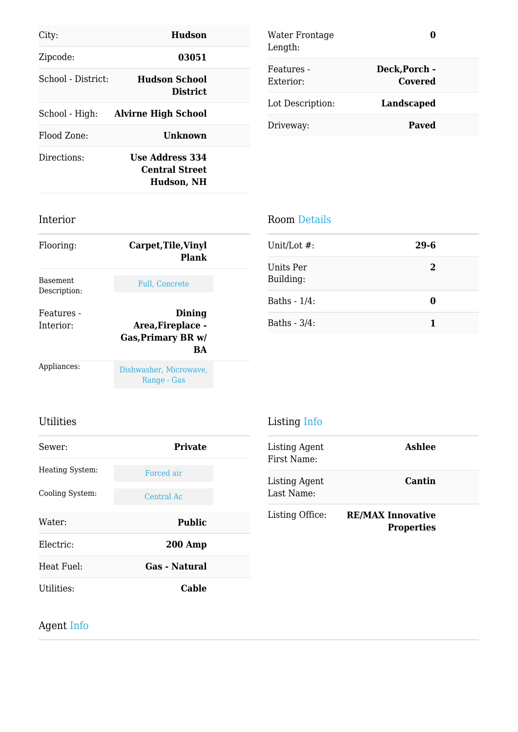| | |
|---|---|
| City: | **Hudson** |
| Zipcode: | **03051** |
| School - District: | **Hudson School District** |
| School - High: | **Alvirne High School** |
| Flood Zone: | **Unknown** |
| Directions: | **Use Address 334 Central Street Hudson, NH** |

| | |
|---|---|
| Water Frontage Length: | **0** |
| Features - Exterior: | **Deck,Porch - Covered** |
| Lot Description: | **Landscaped** |
| Driveway: | **Paved** |

## Interior

| | |
|---|---|
| Flooring: | **Carpet,Tile,Vinyl Plank** |
| Basement Description: | Full, Concrete |
| Features - Interior: | **Dining Area,Fireplace - Gas,Primary BR w/ BA** |
| Appliances: | Dishwasher, Microwave, Range - Gas |

## Room Details

| | |
|---|---|
| Unit/Lot #: | **29-6** |
| Units Per Building: | **2** |
| Baths - 1/4: | **0** |
| Baths - 3/4: | **1** |

## Utilities

| | |
|---|---|
| Sewer: | **Private** |
| Heating System: | Forced air |
| Cooling System: | Central Ac |
| Water: | **Public** |
| Electric: | **200 Amp** |
| Heat Fuel: | **Gas - Natural** |
| Utilities: | **Cable** |

## Listing Info

| | |
|---|---|
| Listing Agent First Name: | **Ashlee** |
| Listing Agent Last Name: | **Cantin** |
| Listing Office: | **RE/MAX Innovative Properties** |

## Agent Info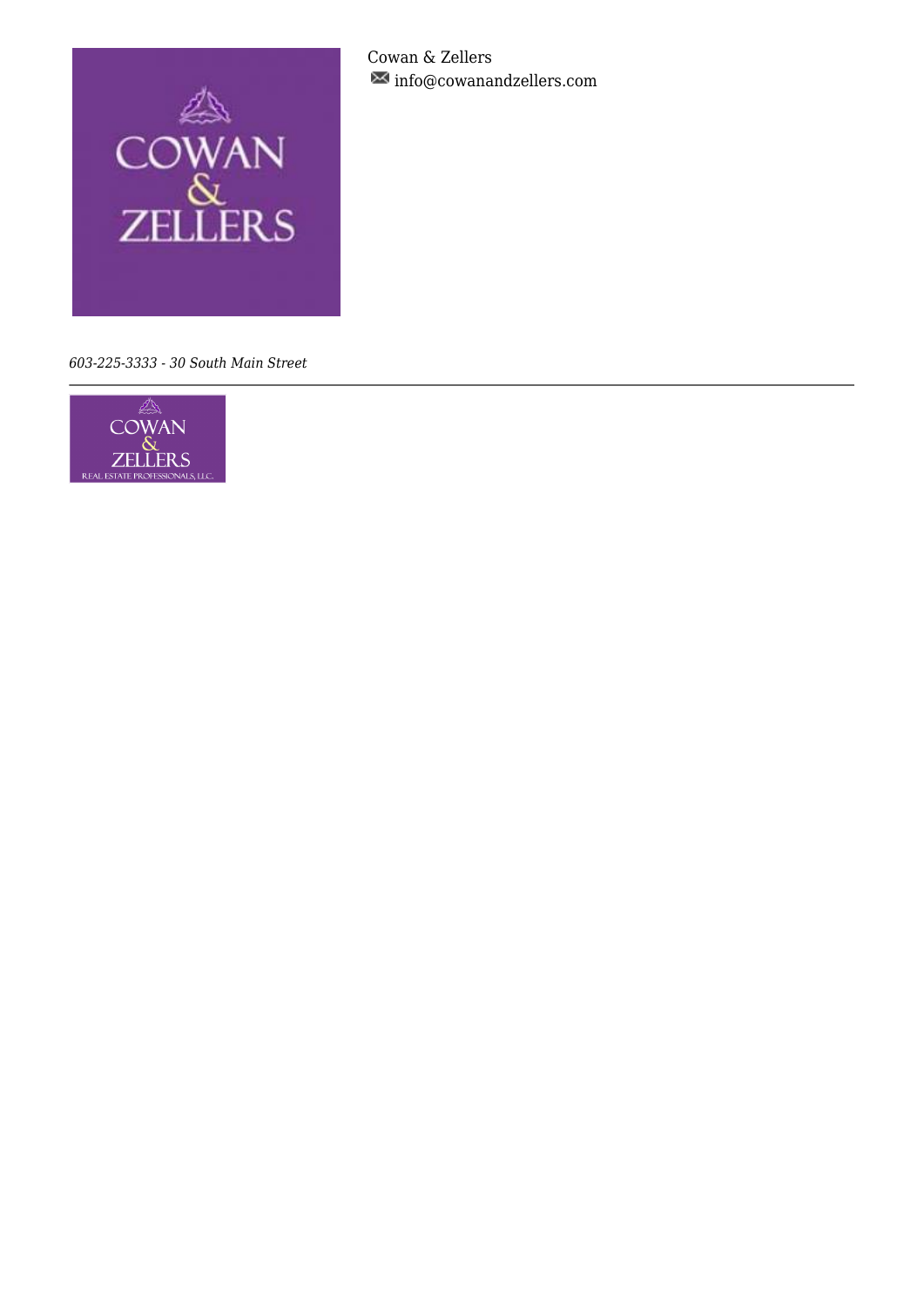Cowan & Zellers
info@cowanandzellers.com

*603-225-3333 - 30 South Main Street*

---